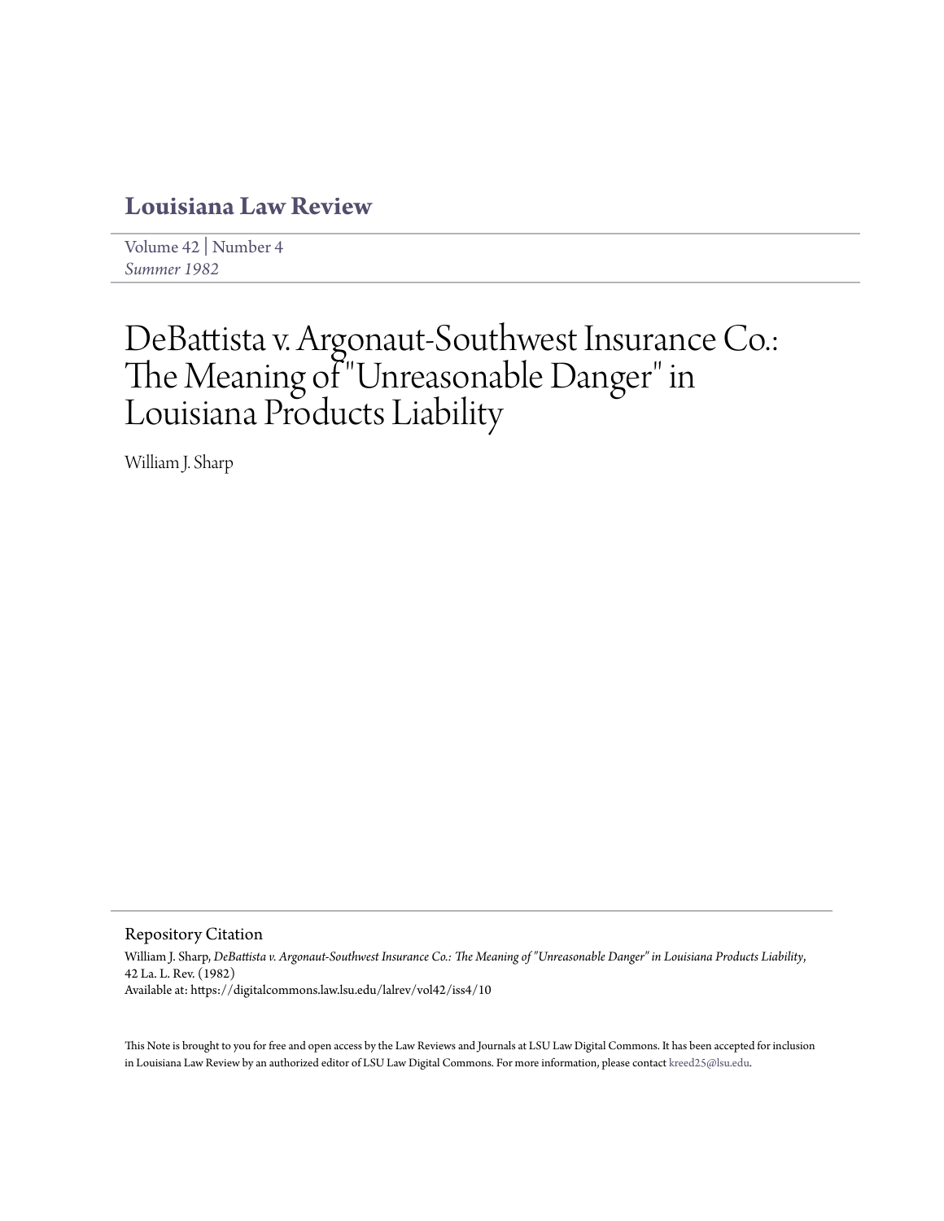# Louisiana Law Review

Volume 42 | Number 4
*Summer 1982*

# DeBattista v. Argonaut-Southwest Insurance Co.: The Meaning of "Unreasonable Danger" in Louisiana Products Liability

William J. Sharp

## Repository Citation

William J. Sharp, *DeBattista v. Argonaut-Southwest Insurance Co.: The Meaning of "Unreasonable Danger" in Louisiana Products Liability*, 42 La. L. Rev. (1982)
Available at: https://digitalcommons.law.lsu.edu/lalrev/vol42/iss4/10

This Note is brought to you for free and open access by the Law Reviews and Journals at LSU Law Digital Commons. It has been accepted for inclusion in Louisiana Law Review by an authorized editor of LSU Law Digital Commons. For more information, please contact kreed25@lsu.edu.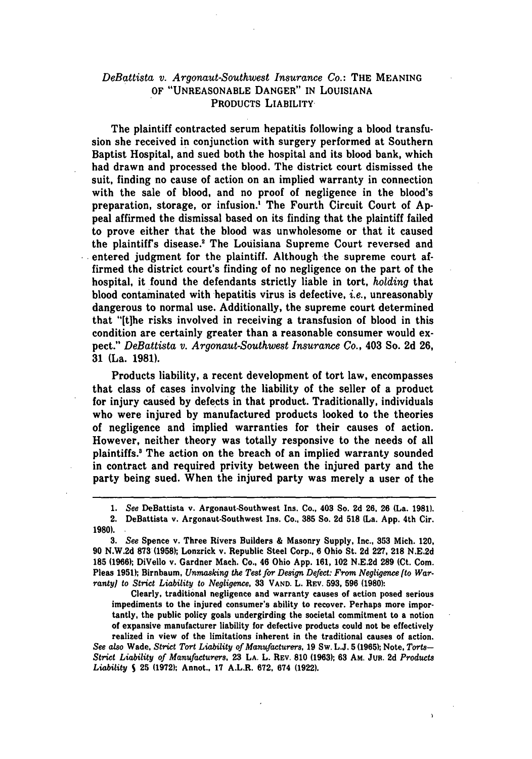## *DeBattista v. Argonaut-Southwest Insurance Co.*: THE MEANING OF "UNREASONABLE DANGER" IN LOUISIANA PRODUCTS LIABILITY

The plaintiff contracted serum hepatitis following a blood transfusion she received in conjunction with surgery performed at Southern Baptist Hospital, and sued both the hospital and its blood bank, which had drawn and processed the blood. The district court dismissed the suit, finding no cause of action on an implied warranty in connection with the sale of blood, and no proof of negligence in the blood's preparation, storage, or infusion.[1] The Fourth Circuit Court of Appeal affirmed the dismissal based on its finding that the plaintiff failed to prove either that the blood was unwholesome or that it caused the plaintiff's disease.[2] The Louisiana Supreme Court reversed and entered judgment for the plaintiff. Although the supreme court affirmed the district court's finding of no negligence on the part of the hospital, it found the defendants strictly liable in tort, *holding* that blood contaminated with hepatitis virus is defective, *i.e.*, unreasonably dangerous to normal use. Additionally, the supreme court determined that "[t]he risks involved in receiving a transfusion of blood in this condition are certainly greater than a reasonable consumer would expect." *DeBattista v. Argonaut-Southwest Insurance Co.*, 403 So. 2d 26, 31 (La. 1981).

Products liability, a recent development of tort law, encompasses that class of cases involving the liability of the seller of a product for injury caused by defects in that product. Traditionally, individuals who were injured by manufactured products looked to the theories of negligence and implied warranties for their causes of action. However, neither theory was totally responsive to the needs of all plaintiffs.[3] The action on the breach of an implied warranty sounded in contract and required privity between the injured party and the party being sued. When the injured party was merely a user of the

---

1. *See* DeBattista v. Argonaut-Southwest Ins. Co., 403 So. 2d 26, 26 (La. 1981).

2. DeBattista v. Argonaut-Southwest Ins. Co., 385 So. 2d 518 (La. App. 4th Cir. 1980).

3. *See* Spence v. Three Rivers Builders & Masonry Supply, Inc., 353 Mich. 120, 90 N.W.2d 873 (1958); Lonzrick v. Republic Steel Corp., 6 Ohio St. 2d 227, 218 N.E.2d 185 (1966); DiVello v. Gardner Mach. Co., 46 Ohio App. 161, 102 N.E.2d 289 (Ct. Com. Pleas 1951); Birnbaum, *Unmasking the Test for Design Defect: From Negligence [to Warranty] to Strict Liability to Negligence*, 33 VAND. L. REV. 593, 596 (1980):

> Clearly, traditional negligence and warranty causes of action posed serious impediments to the injured consumer's ability to recover. Perhaps more importantly, the public policy goals undergirding the societal commitment to a notion of expansive manufacturer liability for defective products could not be effectively realized in view of the limitations inherent in the traditional causes of action.

*See also* Wade, *Strict Tort Liability of Manufacturers*, 19 SW. L.J. 5 (1965); Note, *Torts—Strict Liability of Manufacturers*, 23 LA. L. REV. 810 (1963); 63 AM. JUR. 2d *Products Liability* § 25 (1972); Annot., 17 A.L.R. 672, 674 (1922).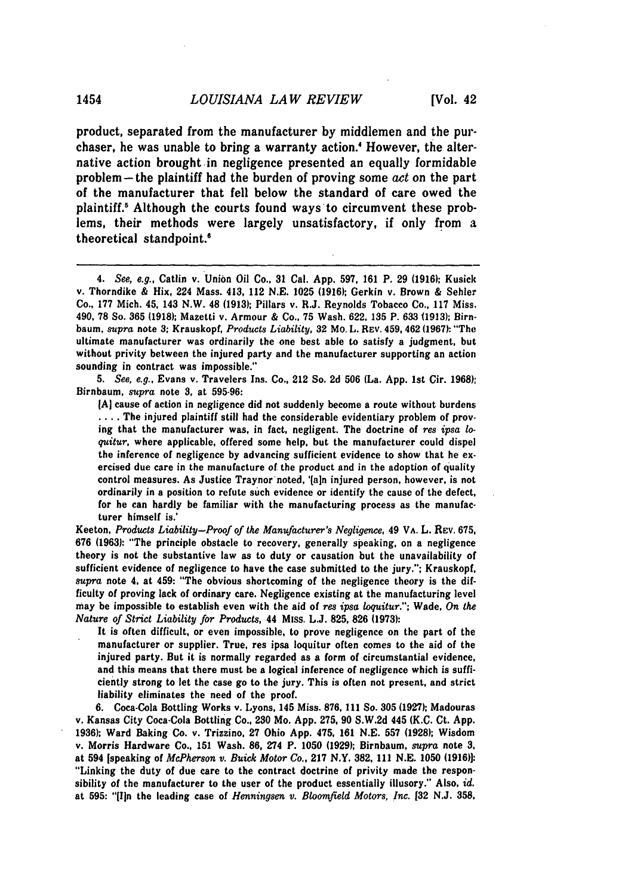product, separated from the manufacturer by middlemen and the purchaser, he was unable to bring a warranty action.[4] However, the alternative action brought in negligence presented an equally formidable problem — the plaintiff had the burden of proving some *act* on the part of the manufacturer that fell below the standard of care owed the plaintiff.[5] Although the courts found ways to circumvent these problems, their methods were largely unsatisfactory, if only from a theoretical standpoint.[6]

---

4. *See, e.g.*, Catlin v. Union Oil Co., 31 Cal. App. 597, 161 P. 29 (1916); Kusick v. Thorndike & Hix, 224 Mass. 413, 112 N.E. 1025 (1916); Gerkin v. Brown & Sehler Co., 177 Mich. 45, 143 N.W. 48 (1913); Pillars v. R.J. Reynolds Tobacco Co., 117 Miss. 490, 78 So. 365 (1918); Mazetti v. Armour & Co., 75 Wash. 622, 135 P. 633 (1913); Birnbaum, *supra* note 3; Krauskopf, *Products Liability*, 32 Mo. L. Rev. 459, 462 (1967): "The ultimate manufacturer was ordinarily the one best able to satisfy a judgment, but without privity between the injured party and the manufacturer supporting an action sounding in contract was impossible."

5. *See, e.g.*, Evans v. Travelers Ins. Co., 212 So. 2d 506 (La. App. 1st Cir. 1968); Birnbaum, *supra* note 3, at 595-96:

> [A] cause of action in negligence did not suddenly become a route without burdens .... The injured plaintiff still had the considerable evidentiary problem of proving that the manufacturer was, in fact, negligent. The doctrine of *res ipsa loquitur*, where applicable, offered some help, but the manufacturer could dispel the inference of negligence by advancing sufficient evidence to show that he exercised due care in the manufacture of the product and in the adoption of quality control measures. As Justice Traynor noted, '[a]n injured person, however, is not ordinarily in a position to refute such evidence or identify the cause of the defect, for he can hardly be familiar with the manufacturing process as the manufacturer himself is.'

Keeton, *Products Liability—Proof of the Manufacturer's Negligence*, 49 Va. L. Rev. 675, 676 (1963): "The principle obstacle to recovery, generally speaking, on a negligence theory is not the substantive law as to duty or causation but the unavailability of sufficient evidence of negligence to have the case submitted to the jury."; Krauskopf, *supra* note 4, at 459: "The obvious shortcoming of the negligence theory is the difficulty of proving lack of ordinary care. Negligence existing at the manufacturing level may be impossible to establish even with the aid of *res ipsa loquitur*."; Wade, *On the Nature of Strict Liability for Products*, 44 Miss. L.J. 825, 826 (1973):

> It is often difficult, or even impossible, to prove negligence on the part of the manufacturer or supplier. True, res ipsa loquitur often comes to the aid of the injured party. But it is normally regarded as a form of circumstantial evidence, and this means that there must be a logical inference of negligence which is sufficiently strong to let the case go to the jury. This is often not present, and strict liability eliminates the need of the proof.

6. Coca-Cola Bottling Works v. Lyons, 145 Miss. 876, 111 So. 305 (1927); Madouras v. Kansas City Coca-Cola Bottling Co., 230 Mo. App. 275, 90 S.W.2d 445 (K.C. Ct. App. 1936); Ward Baking Co. v. Trizzino, 27 Ohio App. 475, 161 N.E. 557 (1928); Wisdom v. Morris Hardware Co., 151 Wash. 86, 274 P. 1050 (1929); Birnbaum, *supra* note 3, at 594 [speaking of *McPherson v. Buick Motor Co.*, 217 N.Y. 382, 111 N.E. 1050 (1916)]: "Linking the duty of due care to the contract doctrine of privity made the responsibility of the manufacturer to the user of the product essentially illusory." Also, *id.* at 595: "[I]n the leading case of *Henningsen v. Bloomfield Motors, Inc.* [32 N.J. 358,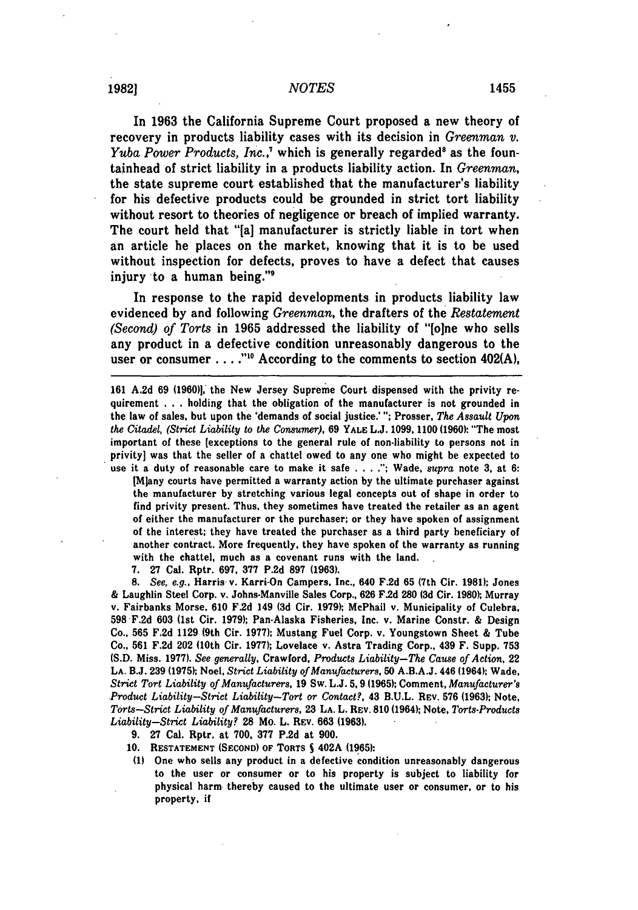In 1963 the California Supreme Court proposed a new theory of recovery in products liability cases with its decision in *Greenman v. Yuba Power Products, Inc.*,[7] which is generally regarded[8] as the fountainhead of strict liability in a products liability action. In *Greenman*, the state supreme court established that the manufacturer's liability for his defective products could be grounded in strict tort liability without resort to theories of negligence or breach of implied warranty. The court held that "[a] manufacturer is strictly liable in tort when an article he places on the market, knowing that it is to be used without inspection for defects, proves to have a defect that causes injury to a human being."[9]

In response to the rapid developments in products liability law evidenced by and following *Greenman*, the drafters of the *Restatement (Second) of Torts* in 1965 addressed the liability of "[o]ne who sells any product in a defective condition unreasonably dangerous to the user or consumer . . . ."[10] According to the comments to section 402(A),

---

161 A.2d 69 (1960)], the New Jersey Supreme Court dispensed with the privity requirement . . . holding that the obligation of the manufacturer is not grounded in the law of sales, but upon the 'demands of social justice.' "; Prosser, *The Assault Upon the Citadel, (Strict Liability to the Consumer)*, 69 YALE L.J. 1099, 1100 (1960): "The most important of these [exceptions to the general rule of non-liability to persons not in privity] was that the seller of a chattel owed to any one who might be expected to use it a duty of reasonable care to make it safe . . . ."; Wade, *supra* note 3, at 6:

> [M]any courts have permitted a warranty action by the ultimate purchaser against the manufacturer by stretching various legal concepts out of shape in order to find privity present. Thus, they sometimes have treated the retailer as an agent of either the manufacturer or the purchaser; or they have spoken of assignment of the interest; they have treated the purchaser as a third party beneficiary of another contract. More frequently, they have spoken of the warranty as running with the chattel, much as a covenant runs with the land.

7. 27 Cal. Rptr. 697, 377 P.2d 897 (1963).

8. *See, e.g.*, Harris v. Karri-On Campers, Inc., 640 F.2d 65 (7th Cir. 1981); Jones & Laughlin Steel Corp. v. Johns-Manville Sales Corp., 626 F.2d 280 (3d Cir. 1980); Murray v. Fairbanks Morse, 610 F.2d 149 (3d Cir. 1979); McPhail v. Municipality of Culebra, 598 F.2d 603 (1st Cir. 1979); Pan-Alaska Fisheries, Inc. v. Marine Constr. & Design Co., 565 F.2d 1129 (9th Cir. 1977); Mustang Fuel Corp. v. Youngstown Sheet & Tube Co., 561 F.2d 202 (10th Cir. 1977); Lovelace v. Astra Trading Corp., 439 F. Supp. 753 (S.D. Miss. 1977). *See generally*, Crawford, *Products Liability—The Cause of Action*, 22 LA. B.J. 239 (1975); Noel, *Strict Liability of Manufacturers*, 50 A.B.A.J. 446 (1964); Wade, *Strict Tort Liability of Manufacturers*, 19 SW. L.J. 5, 9 (1965); Comment, *Manufacturer's Product Liability—Strict Liability—Tort or Contact?*, 43 B.U.L. REV. 576 (1963); Note, *Torts—Strict Liability of Manufacturers*, 23 LA. L. REV. 810 (1964); Note, *Torts-Products Liability—Strict Liability?* 28 MO. L. REV. 663 (1963).

9. 27 Cal. Rptr. at 700, 377 P.2d at 900.

10. RESTATEMENT (SECOND) OF TORTS § 402A (1965):

> (1) One who sells any product in a defective condition unreasonably dangerous to the user or consumer or to his property is subject to liability for physical harm thereby caused to the ultimate user or consumer, or to his property, if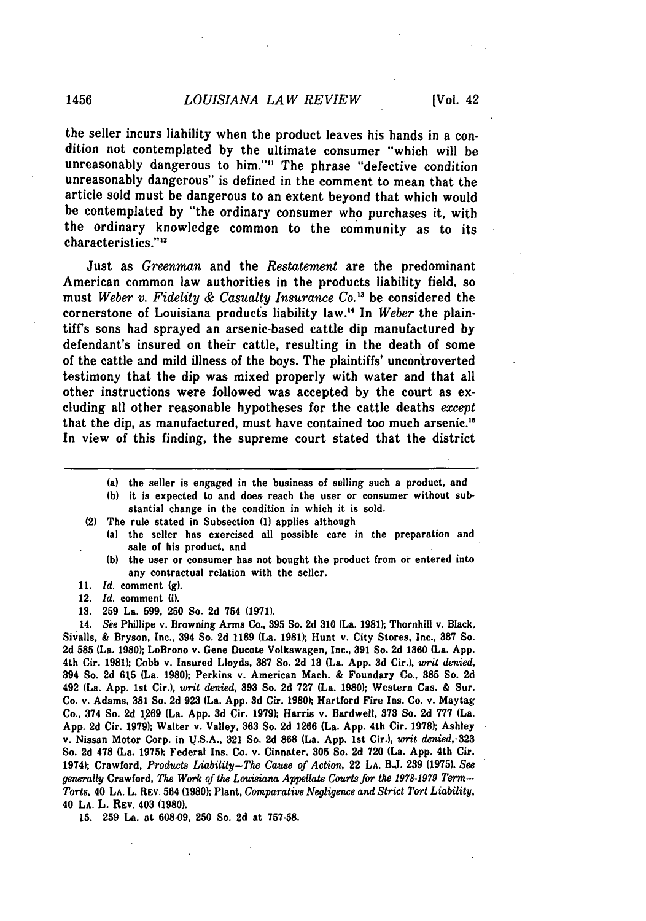the seller incurs liability when the product leaves his hands in a condition not contemplated by the ultimate consumer "which will be unreasonably dangerous to him."[11] The phrase "defective condition unreasonably dangerous" is defined in the comment to mean that the article sold must be dangerous to an extent beyond that which would be contemplated by "the ordinary consumer who purchases it, with the ordinary knowledge common to the community as to its characteristics."[12]

Just as *Greenman* and the *Restatement* are the predominant American common law authorities in the products liability field, so must *Weber v. Fidelity & Casualty Insurance Co.*[13] be considered the cornerstone of Louisiana products liability law.[14] In *Weber* the plaintiff's sons had sprayed an arsenic-based cattle dip manufactured by defendant's insured on their cattle, resulting in the death of some of the cattle and mild illness of the boys. The plaintiffs' uncontroverted testimony that the dip was mixed properly with water and that all other instructions were followed was accepted by the court as excluding all other reasonable hypotheses for the cattle deaths *except* that the dip, as manufactured, must have contained too much arsenic.[15] In view of this finding, the supreme court stated that the district

---

(a) the seller is engaged in the business of selling such a product, and
(b) it is expected to and does reach the user or consumer without substantial change in the condition in which it is sold.

(2) The rule stated in Subsection (1) applies although
(a) the seller has exercised all possible care in the preparation and sale of his product, and
(b) the user or consumer has not bought the product from or entered into any contractual relation with the seller.

11. *Id.* comment (g).

12. *Id.* comment (i).

13. 259 La. 599, 250 So. 2d 754 (1971).

14. *See* Phillipe v. Browning Arms Co., 395 So. 2d 310 (La. 1981); Thornhill v. Black, Sivalls, & Bryson, Inc., 394 So. 2d 1189 (La. 1981); Hunt v. City Stores, Inc., 387 So. 2d 585 (La. 1980); LoBrono v. Gene Ducote Volkswagen, Inc., 391 So. 2d 1360 (La. App. 4th Cir. 1981); Cobb v. Insured Lloyds, 387 So. 2d 13 (La. App. 3d Cir.), *writ denied*, 394 So. 2d 615 (La. 1980); Perkins v. American Mach. & Foundary Co., 385 So. 2d 492 (La. App. 1st Cir.), *writ denied*, 393 So. 2d 727 (La. 1980); Western Cas. & Sur. Co. v. Adams, 381 So. 2d 923 (La. App. 3d Cir. 1980); Hartford Fire Ins. Co. v. Maytag Co., 374 So. 2d 1269 (La. App. 3d Cir. 1979); Harris v. Bardwell, 373 So. 2d 777 (La. App. 2d Cir. 1979); Walter v. Valley, 363 So. 2d 1266 (La. App. 4th Cir. 1978); Ashley v. Nissan Motor Corp. in U.S.A., 321 So. 2d 868 (La. App. 1st Cir.), *writ denied*, 323 So. 2d 478 (La. 1975); Federal Ins. Co. v. Cinnater, 305 So. 2d 720 (La. App. 4th Cir. 1974); Crawford, *Products Liability—The Cause of Action*, 22 LA. B.J. 239 (1975). *See generally* Crawford, *The Work of the Louisiana Appellate Courts for the 1978-1979 Term—Torts*, 40 LA. L. REV. 564 (1980); Plant, *Comparative Negligence and Strict Tort Liability*, 40 LA. L. REV. 403 (1980).

15. 259 La. at 608-09, 250 So. 2d at 757-58.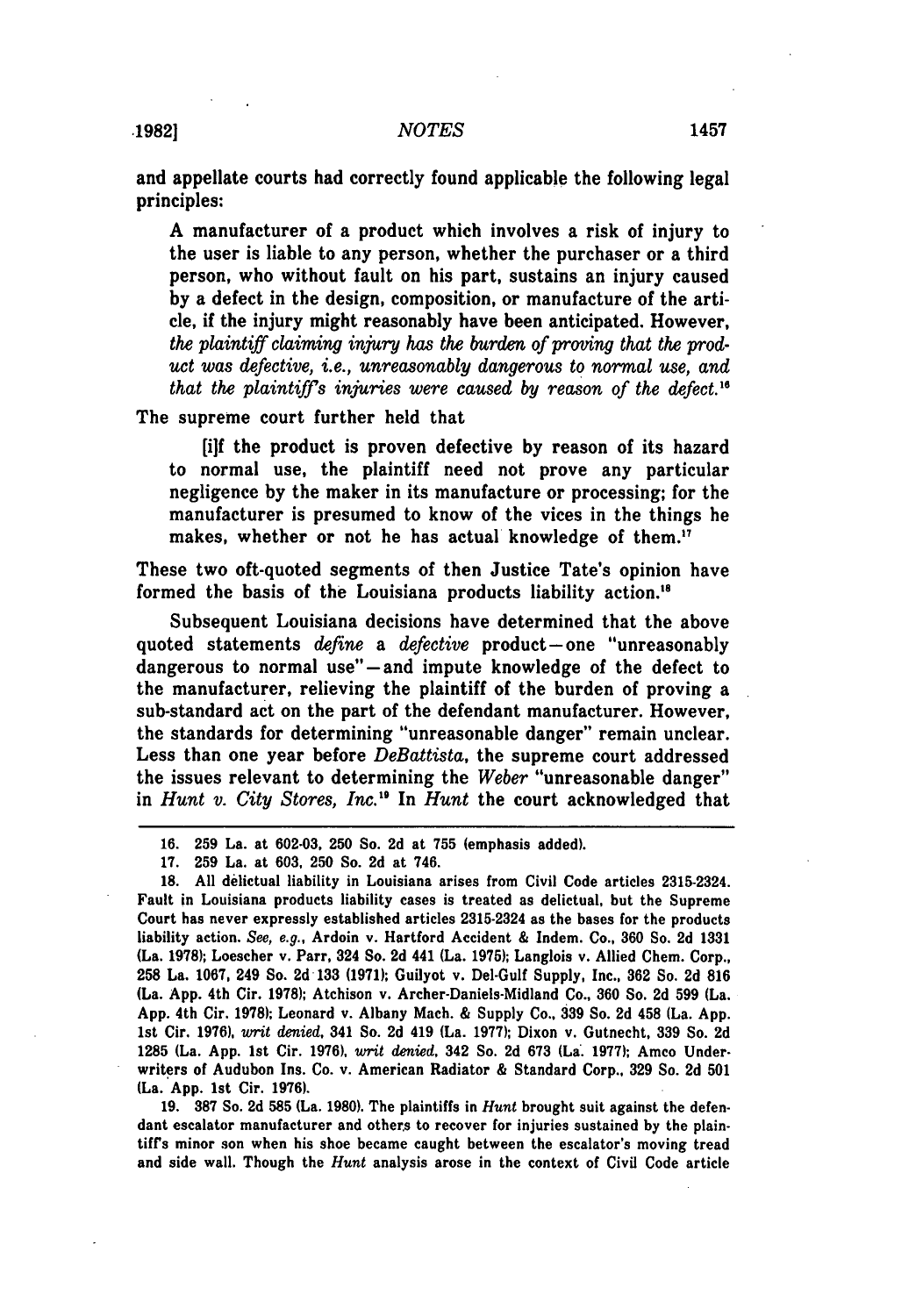and appellate courts had correctly found applicable the following legal principles:

> A manufacturer of a product which involves a risk of injury to the user is liable to any person, whether the purchaser or a third person, who without fault on his part, sustains an injury caused by a defect in the design, composition, or manufacture of the article, if the injury might reasonably have been anticipated. However, *the plaintiff claiming injury has the burden of proving that the product was defective, i.e., unreasonably dangerous to normal use, and that the plaintiff's injuries were caused by reason of the defect.*[16]

The supreme court further held that

> [i]f the product is proven defective by reason of its hazard to normal use, the plaintiff need not prove any particular negligence by the maker in its manufacture or processing; for the manufacturer is presumed to know of the vices in the things he makes, whether or not he has actual knowledge of them.[17]

These two oft-quoted segments of then Justice Tate's opinion have formed the basis of the Louisiana products liability action.[18]

Subsequent Louisiana decisions have determined that the above quoted statements *define* a *defective* product—one "unreasonably dangerous to normal use"—and impute knowledge of the defect to the manufacturer, relieving the plaintiff of the burden of proving a sub-standard act on the part of the defendant manufacturer. However, the standards for determining "unreasonable danger" remain unclear. Less than one year before *DeBattista*, the supreme court addressed the issues relevant to determining the *Weber* "unreasonable danger" in *Hunt v. City Stores, Inc.*[19] In *Hunt* the court acknowledged that

---

16. 259 La. at 602-03, 250 So. 2d at 755 (emphasis added).

17. 259 La. at 603, 250 So. 2d at 746.

18. All delictual liability in Louisiana arises from Civil Code articles 2315-2324. Fault in Louisiana products liability cases is treated as delictual, but the Supreme Court has never expressly established articles 2315-2324 as the bases for the products liability action. *See, e.g.*, Ardoin v. Hartford Accident & Indem. Co., 360 So. 2d 1331 (La. 1978); Loescher v. Parr, 324 So. 2d 441 (La. 1975); Langlois v. Allied Chem. Corp., 258 La. 1067, 249 So. 2d 133 (1971); Guilyot v. Del-Gulf Supply, Inc., 362 So. 2d 816 (La. App. 4th Cir. 1978); Atchison v. Archer-Daniels-Midland Co., 360 So. 2d 599 (La. App. 4th Cir. 1978); Leonard v. Albany Mach. & Supply Co., 339 So. 2d 458 (La. App. 1st Cir. 1976), *writ denied*, 341 So. 2d 419 (La. 1977); Dixon v. Gutnecht, 339 So. 2d 1285 (La. App. 1st Cir. 1976), *writ denied*, 342 So. 2d 673 (La. 1977); Amco Underwriters of Audubon Ins. Co. v. American Radiator & Standard Corp., 329 So. 2d 501 (La. App. 1st Cir. 1976).

19. 387 So. 2d 585 (La. 1980). The plaintiffs in *Hunt* brought suit against the defendant escalator manufacturer and others to recover for injuries sustained by the plaintiff's minor son when his shoe became caught between the escalator's moving tread and side wall. Though the *Hunt* analysis arose in the context of Civil Code article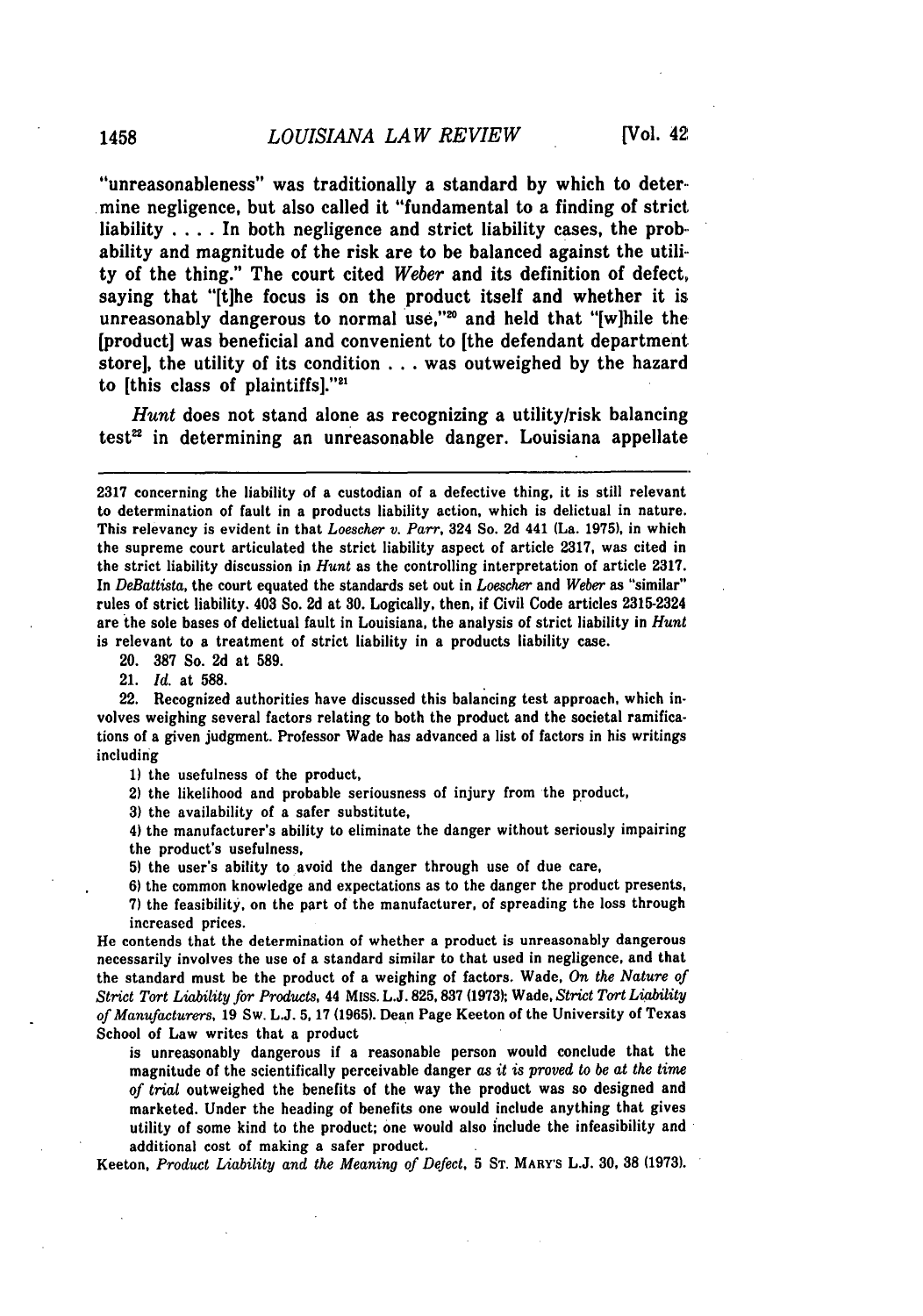"unreasonableness" was traditionally a standard by which to determine negligence, but also called it "fundamental to a finding of strict liability . . . . In both negligence and strict liability cases, the probability and magnitude of the risk are to be balanced against the utility of the thing." The court cited *Weber* and its definition of defect, saying that "[t]he focus is on the product itself and whether it is unreasonably dangerous to normal use,"[20] and held that "[w]hile the [product] was beneficial and convenient to [the defendant department store], the utility of its condition . . . was outweighed by the hazard to [this class of plaintiffs]."[21]

*Hunt* does not stand alone as recognizing a utility/risk balancing test[22] in determining an unreasonable danger. Louisiana appellate

---

2317 concerning the liability of a custodian of a defective thing, it is still relevant to determination of fault in a products liability action, which is delictual in nature. This relevancy is evident in that *Loescher v. Parr*, 324 So. 2d 441 (La. 1975), in which the supreme court articulated the strict liability aspect of article 2317, was cited in the strict liability discussion in *Hunt* as the controlling interpretation of article 2317. In *DeBattista*, the court equated the standards set out in *Loescher* and *Weber* as "similar" rules of strict liability. 403 So. 2d at 30. Logically, then, if Civil Code articles 2315-2324 are the sole bases of delictual fault in Louisiana, the analysis of strict liability in *Hunt* is relevant to a treatment of strict liability in a products liability case.

20. 387 So. 2d at 589.

21. *Id.* at 588.

22. Recognized authorities have discussed this balancing test approach, which involves weighing several factors relating to both the product and the societal ramifications of a given judgment. Professor Wade has advanced a list of factors in his writings including

1) the usefulness of the product,
2) the likelihood and probable seriousness of injury from the product,
3) the availability of a safer substitute,
4) the manufacturer's ability to eliminate the danger without seriously impairing the product's usefulness,
5) the user's ability to avoid the danger through use of due care,
6) the common knowledge and expectations as to the danger the product presents,
7) the feasibility, on the part of the manufacturer, of spreading the loss through increased prices.

He contends that the determination of whether a product is unreasonably dangerous necessarily involves the use of a standard similar to that used in negligence, and that the standard must be the product of a weighing of factors. Wade, *On the Nature of Strict Tort Liability for Products*, 44 MISS. L.J. 825, 837 (1973); Wade, *Strict Tort Liability of Manufacturers*, 19 SW. L.J. 5, 17 (1965). Dean Page Keeton of the University of Texas School of Law writes that a product

> is unreasonably dangerous if a reasonable person would conclude that the magnitude of the scientifically perceivable danger *as it is proved to be at the time of trial* outweighed the benefits of the way the product was so designed and marketed. Under the heading of benefits one would include anything that gives utility of some kind to the product; one would also include the infeasibility and additional cost of making a safer product.

Keeton, *Product Liability and the Meaning of Defect*, 5 ST. MARY'S L.J. 30, 38 (1973).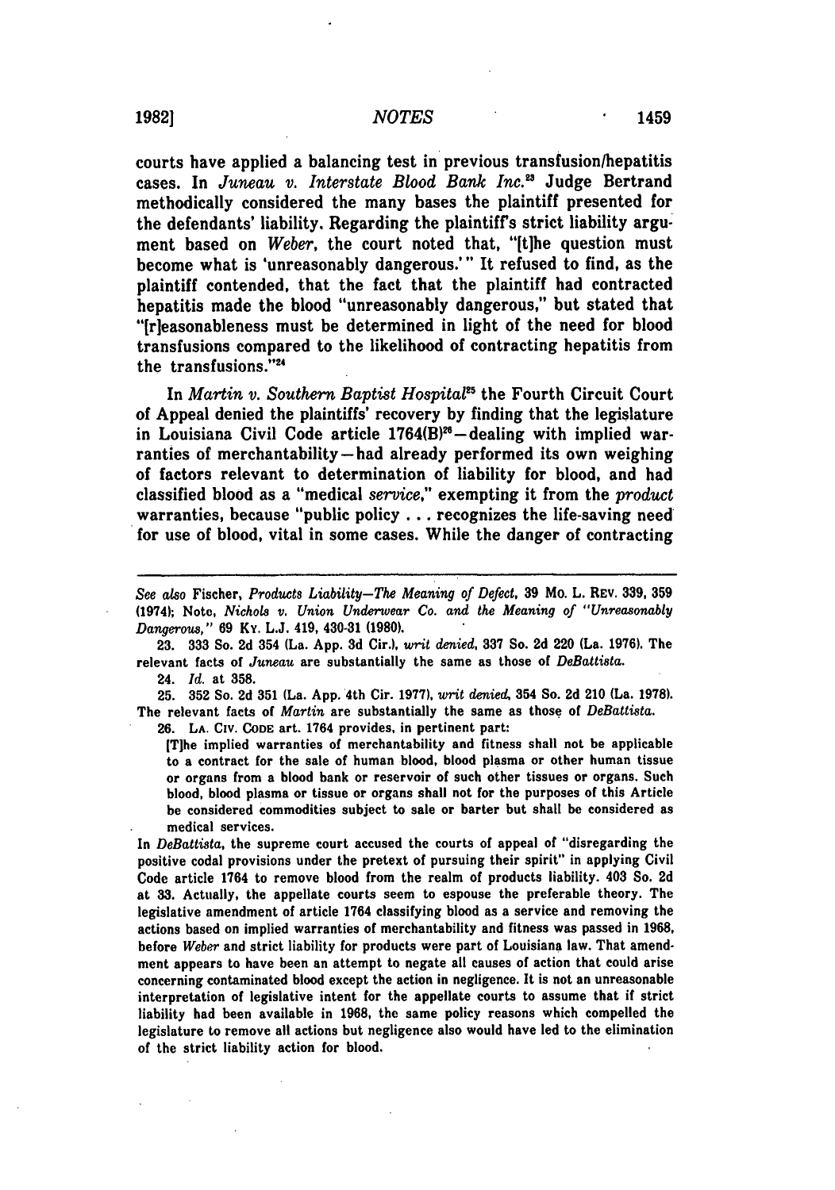courts have applied a balancing test in previous transfusion/hepatitis cases. In *Juneau v. Interstate Blood Bank Inc.*[23] Judge Bertrand methodically considered the many bases the plaintiff presented for the defendants' liability. Regarding the plaintiff's strict liability argument based on *Weber*, the court noted that, "[t]he question must become what is 'unreasonably dangerous.'" It refused to find, as the plaintiff contended, that the fact that the plaintiff had contracted hepatitis made the blood "unreasonably dangerous," but stated that "[r]easonableness must be determined in light of the need for blood transfusions compared to the likelihood of contracting hepatitis from the transfusions."[24]

In *Martin v. Southern Baptist Hospital*[25] the Fourth Circuit Court of Appeal denied the plaintiffs' recovery by finding that the legislature in Louisiana Civil Code article 1764(B)[26]—dealing with implied warranties of merchantability—had already performed its own weighing of factors relevant to determination of liability for blood, and had classified blood as a "medical *service*," exempting it from the *product* warranties, because "public policy . . . recognizes the life-saving need for use of blood, vital in some cases. While the danger of contracting

---

*See also* Fischer, *Products Liability—The Meaning of Defect*, 39 Mo. L. Rev. 339, 359 (1974); Note, *Nichols v. Union Underwear Co. and the Meaning of "Unreasonably Dangerous,"* 69 Ky. L.J. 419, 430-31 (1980).

23. 333 So. 2d 354 (La. App. 3d Cir.), *writ denied*, 337 So. 2d 220 (La. 1976). The relevant facts of *Juneau* are substantially the same as those of *DeBattista*.

24. *Id.* at 358.

25. 352 So. 2d 351 (La. App. 4th Cir. 1977), *writ denied*, 354 So. 2d 210 (La. 1978). The relevant facts of *Martin* are substantially the same as those of *DeBattista*.

26. La. Civ. Code art. 1764 provides, in pertinent part:

> [T]he implied warranties of merchantability and fitness shall not be applicable to a contract for the sale of human blood, blood plasma or other human tissue or organs from a blood bank or reservoir of such other tissues or organs. Such blood, blood plasma or tissue or organs shall not for the purposes of this Article be considered commodities subject to sale or barter but shall be considered as medical services.

In *DeBattista*, the supreme court accused the courts of appeal of "disregarding the positive codal provisions under the pretext of pursuing their spirit" in applying Civil Code article 1764 to remove blood from the realm of products liability. 403 So. 2d at 33. Actually, the appellate courts seem to espouse the preferable theory. The legislative amendment of article 1764 classifying blood as a service and removing the actions based on implied warranties of merchantability and fitness was passed in 1968, before *Weber* and strict liability for products were part of Louisiana law. That amendment appears to have been an attempt to negate all causes of action that could arise concerning contaminated blood except the action in negligence. It is not an unreasonable interpretation of legislative intent for the appellate courts to assume that if strict liability had been available in 1968, the same policy reasons which compelled the legislature to remove all actions but negligence also would have led to the elimination of the strict liability action for blood.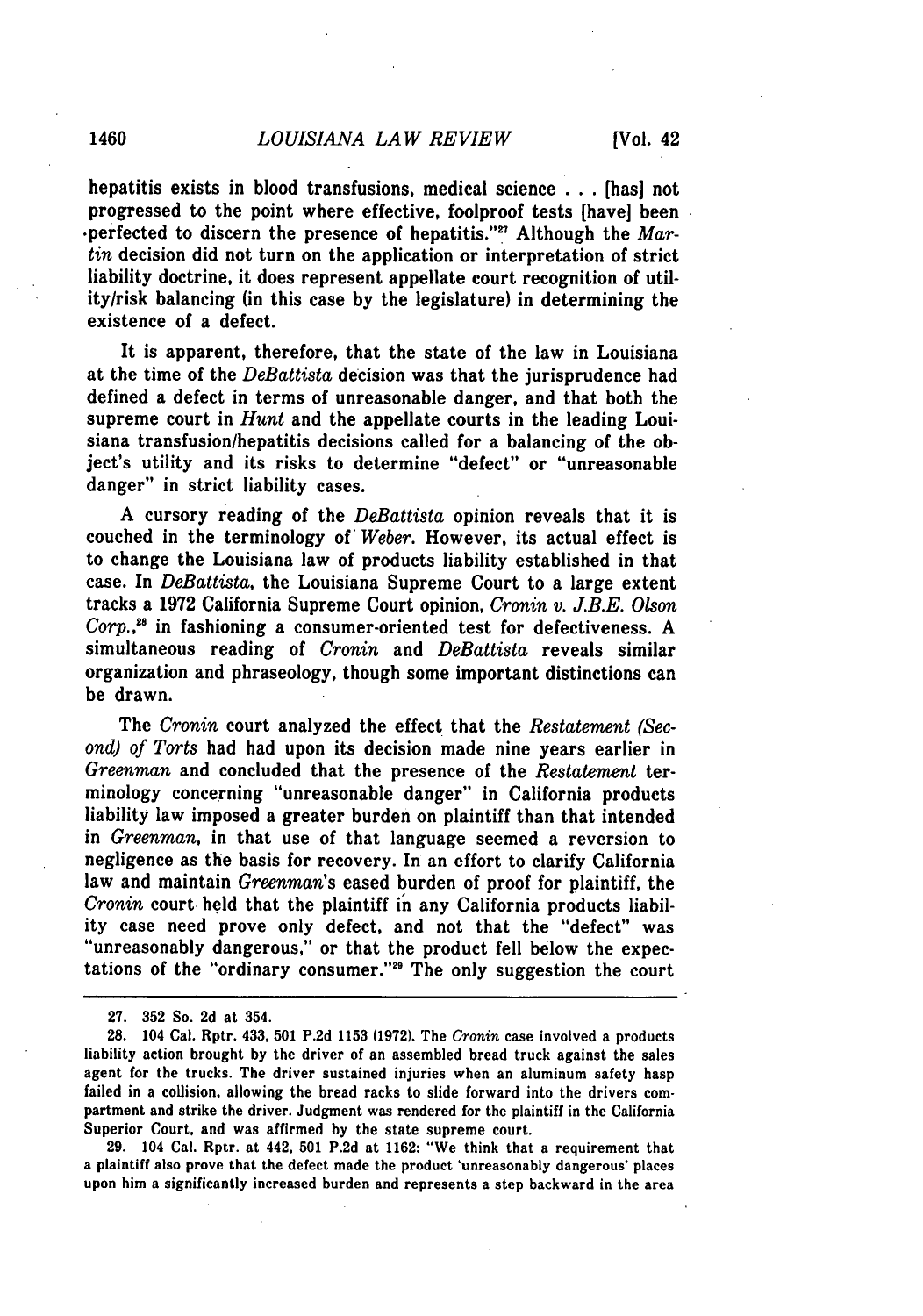hepatitis exists in blood transfusions, medical science . . . [has] not progressed to the point where effective, foolproof tests [have] been perfected to discern the presence of hepatitis."[27] Although the *Martin* decision did not turn on the application or interpretation of strict liability doctrine, it does represent appellate court recognition of utility/risk balancing (in this case by the legislature) in determining the existence of a defect.

It is apparent, therefore, that the state of the law in Louisiana at the time of the *DeBattista* decision was that the jurisprudence had defined a defect in terms of unreasonable danger, and that both the supreme court in *Hunt* and the appellate courts in the leading Louisiana transfusion/hepatitis decisions called for a balancing of the object's utility and its risks to determine "defect" or "unreasonable danger" in strict liability cases.

A cursory reading of the *DeBattista* opinion reveals that it is couched in the terminology of *Weber*. However, its actual effect is to change the Louisiana law of products liability established in that case. In *DeBattista*, the Louisiana Supreme Court to a large extent tracks a 1972 California Supreme Court opinion, *Cronin v. J.B.E. Olson Corp.*,[28] in fashioning a consumer-oriented test for defectiveness. A simultaneous reading of *Cronin* and *DeBattista* reveals similar organization and phraseology, though some important distinctions can be drawn.

The *Cronin* court analyzed the effect that the *Restatement (Second) of Torts* had had upon its decision made nine years earlier in *Greenman* and concluded that the presence of the *Restatement* terminology concerning "unreasonable danger" in California products liability law imposed a greater burden on plaintiff than that intended in *Greenman*, in that use of that language seemed a reversion to negligence as the basis for recovery. In an effort to clarify California law and maintain *Greenman*'s eased burden of proof for plaintiff, the *Cronin* court held that the plaintiff in any California products liability case need prove only defect, and not that the "defect" was "unreasonably dangerous," or that the product fell below the expectations of the "ordinary consumer."[29] The only suggestion the court

---

27. 352 So. 2d at 354.

28. 104 Cal. Rptr. 433, 501 P.2d 1153 (1972). The *Cronin* case involved a products liability action brought by the driver of an assembled bread truck against the sales agent for the trucks. The driver sustained injuries when an aluminum safety hasp failed in a collision, allowing the bread racks to slide forward into the drivers compartment and strike the driver. Judgment was rendered for the plaintiff in the California Superior Court, and was affirmed by the state supreme court.

29. 104 Cal. Rptr. at 442, 501 P.2d at 1162: "We think that a requirement that a plaintiff also prove that the defect made the product 'unreasonably dangerous' places upon him a significantly increased burden and represents a step backward in the area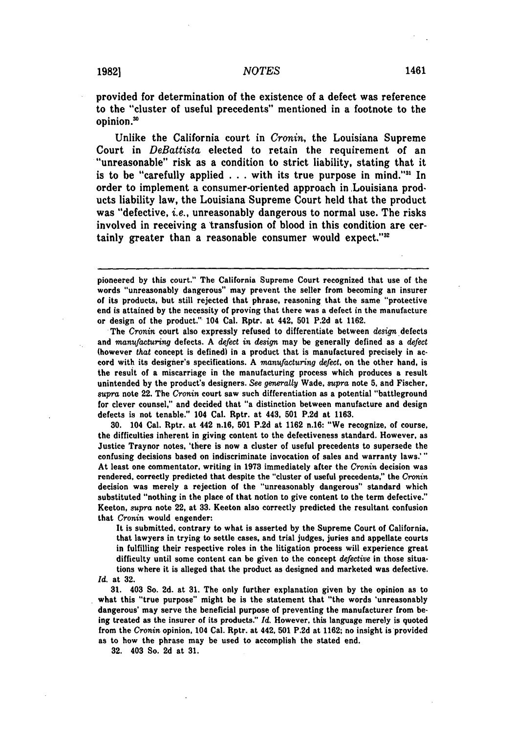provided for determination of the existence of a defect was reference to the "cluster of useful precedents" mentioned in a footnote to the opinion.[30]

Unlike the California court in *Cronin*, the Louisiana Supreme Court in *DeBattista* elected to retain the requirement of an "unreasonable" risk as a condition to strict liability, stating that it is to be "carefully applied . . . with its true purpose in mind."[31] In order to implement a consumer-oriented approach in Louisiana products liability law, the Louisiana Supreme Court held that the product was "defective, *i.e.*, unreasonably dangerous to normal use. The risks involved in receiving a transfusion of blood in this condition are certainly greater than a reasonable consumer would expect."[32]

---

pioneered by this court." The California Supreme Court recognized that use of the words "unreasonably dangerous" may prevent the seller from becoming an insurer of its products, but still rejected that phrase, reasoning that the same "protective end is attained by the necessity of proving that there was a defect in the manufacture or design of the product." 104 Cal. Rptr. at 442, 501 P.2d at 1162.

The *Cronin* court also expressly refused to differentiate between *design* defects and *manufacturing* defects. A *defect in design* may be generally defined as a *defect* (however *that* concept is defined) in a product that is manufactured precisely in accord with its designer's specifications. A *manufacturing defect*, on the other hand, is the result of a miscarriage in the manufacturing process which produces a result unintended by the product's designers. *See generally* Wade, *supra* note 5, and Fischer, *supra* note 22. The *Cronin* court saw such differentiation as a potential "battleground for clever counsel," and decided that "a distinction between manufacture and design defects is not tenable." 104 Cal. Rptr. at 443, 501 P.2d at 1163.

30. 104 Cal. Rptr. at 442 n.16, 501 P.2d at 1162 n.16: "We recognize, of course, the difficulties inherent in giving content to the defectiveness standard. However, as Justice Traynor notes, 'there is now a cluster of useful precedents to supersede the confusing decisions based on indiscriminate invocation of sales and warranty laws.'" At least one commentator, writing in 1973 immediately after the *Cronin* decision was rendered, correctly predicted that despite the "cluster of useful precedents," the *Cronin* decision was merely a rejection of the "unreasonably dangerous" standard which substituted "nothing in the place of that notion to give content to the term defective." Keeton, *supra* note 22, at 33. Keeton also correctly predicted the resultant confusion that *Cronin* would engender:

> It is submitted, contrary to what is asserted by the Supreme Court of California, that lawyers in trying to settle cases, and trial judges, juries and appellate courts in fulfilling their respective roles in the litigation process will experience great difficulty until some content can be given to the concept *defective* in those situations where it is alleged that the product as designed and marketed was defective.

*Id.* at 32.

31. 403 So. 2d. at 31. The only further explanation given by the opinion as to what this "true purpose" might be is the statement that "the words 'unreasonably dangerous' may serve the beneficial purpose of preventing the manufacturer from being treated as the insurer of its products." *Id.* However, this language merely is quoted from the *Cronin* opinion, 104 Cal. Rptr. at 442, 501 P.2d at 1162; no insight is provided as to how the phrase may be used to accomplish the stated end.

32. 403 So. 2d at 31.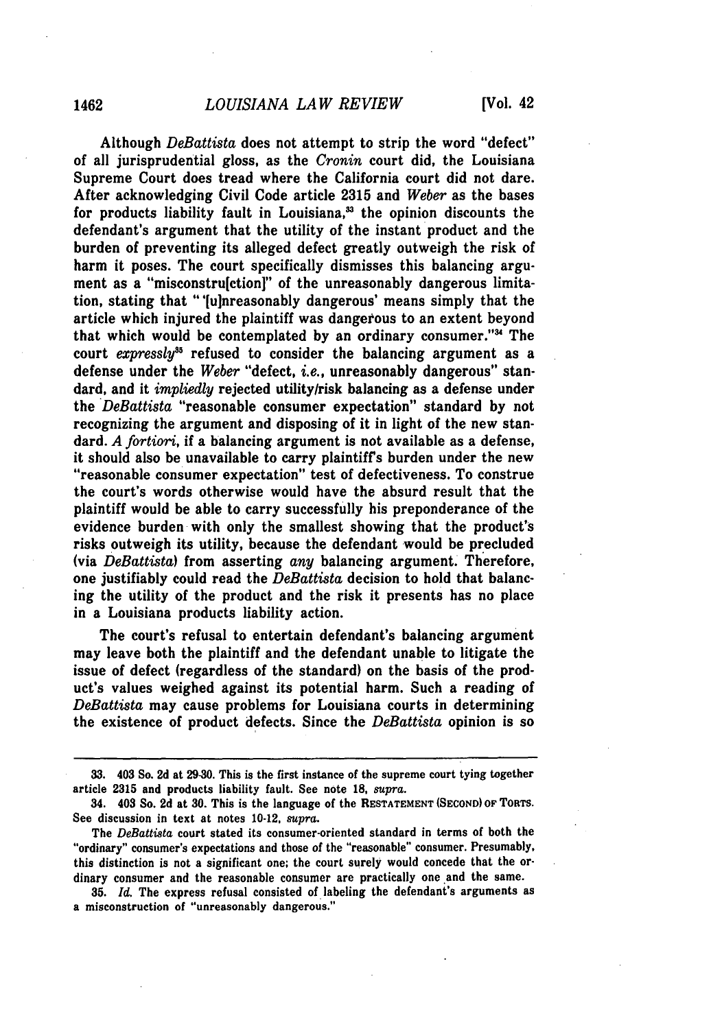Although *DeBattista* does not attempt to strip the word "defect" of all jurisprudential gloss, as the *Cronin* court did, the Louisiana Supreme Court does tread where the California court did not dare. After acknowledging Civil Code article 2315 and *Weber* as the bases for products liability fault in Louisiana,[33] the opinion discounts the defendant's argument that the utility of the instant product and the burden of preventing its alleged defect greatly outweigh the risk of harm it poses. The court specifically dismisses this balancing argument as a "misconstru[ction]" of the unreasonably dangerous limitation, stating that "'[u]nreasonably dangerous' means simply that the article which injured the plaintiff was dangerous to an extent beyond that which would be contemplated by an ordinary consumer."[34] The court *expressly*[35] refused to consider the balancing argument as a defense under the *Weber* "defect, *i.e.*, unreasonably dangerous" standard, and it *impliedly* rejected utility/risk balancing as a defense under the *DeBattista* "reasonable consumer expectation" standard by not recognizing the argument and disposing of it in light of the new standard. *A fortiori*, if a balancing argument is not available as a defense, it should also be unavailable to carry plaintiff's burden under the new "reasonable consumer expectation" test of defectiveness. To construe the court's words otherwise would have the absurd result that the plaintiff would be able to carry successfully his preponderance of the evidence burden with only the smallest showing that the product's risks outweigh its utility, because the defendant would be precluded (via *DeBattista*) from asserting *any* balancing argument. Therefore, one justifiably could read the *DeBattista* decision to hold that balancing the utility of the product and the risk it presents has no place in a Louisiana products liability action.

The court's refusal to entertain defendant's balancing argument may leave both the plaintiff and the defendant unable to litigate the issue of defect (regardless of the standard) on the basis of the product's values weighed against its potential harm. Such a reading of *DeBattista* may cause problems for Louisiana courts in determining the existence of product defects. Since the *DeBattista* opinion is so

---

33. 403 So. 2d at 29-30. This is the first instance of the supreme court tying together article 2315 and products liability fault. See note 18, *supra*.

34. 403 So. 2d at 30. This is the language of the RESTATEMENT (SECOND) OF TORTS. See discussion in text at notes 10-12, *supra*.

The *DeBattista* court stated its consumer-oriented standard in terms of both the "ordinary" consumer's expectations and those of the "reasonable" consumer. Presumably, this distinction is not a significant one; the court surely would concede that the ordinary consumer and the reasonable consumer are practically one and the same.

35. *Id.* The express refusal consisted of labeling the defendant's arguments as a misconstruction of "unreasonably dangerous."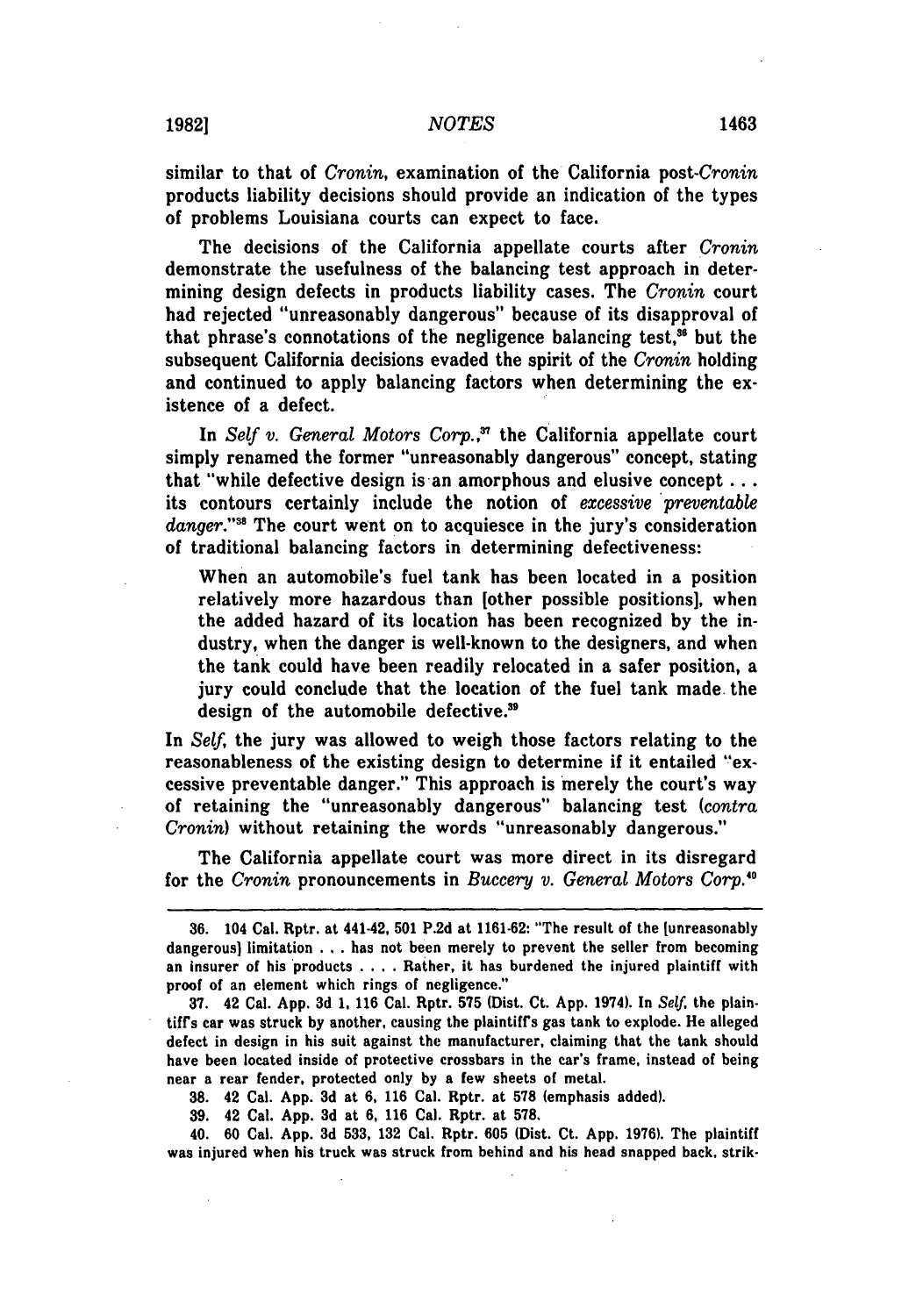similar to that of *Cronin*, examination of the California post-*Cronin* products liability decisions should provide an indication of the types of problems Louisiana courts can expect to face.

The decisions of the California appellate courts after *Cronin* demonstrate the usefulness of the balancing test approach in determining design defects in products liability cases. The *Cronin* court had rejected "unreasonably dangerous" because of its disapproval of that phrase's connotations of the negligence balancing test,[36] but the subsequent California decisions evaded the spirit of the *Cronin* holding and continued to apply balancing factors when determining the existence of a defect.

In *Self v. General Motors Corp.*,[37] the California appellate court simply renamed the former "unreasonably dangerous" concept, stating that "while defective design is an amorphous and elusive concept . . . its contours certainly include the notion of *excessive preventable danger*."[38] The court went on to acquiesce in the jury's consideration of traditional balancing factors in determining defectiveness:

> When an automobile's fuel tank has been located in a position relatively more hazardous than [other possible positions], when the added hazard of its location has been recognized by the industry, when the danger is well-known to the designers, and when the tank could have been readily relocated in a safer position, a jury could conclude that the location of the fuel tank made the design of the automobile defective.[39]

In *Self*, the jury was allowed to weigh those factors relating to the reasonableness of the existing design to determine if it entailed "excessive preventable danger." This approach is merely the court's way of retaining the "unreasonably dangerous" balancing test (*contra Cronin*) without retaining the words "unreasonably dangerous."

The California appellate court was more direct in its disregard for the *Cronin* pronouncements in *Buccery v. General Motors Corp.*[40]

---

36. 104 Cal. Rptr. at 441-42, 501 P.2d at 1161-62: "The result of the [unreasonably dangerous] limitation . . . has not been merely to prevent the seller from becoming an insurer of his products . . . . Rather, it has burdened the injured plaintiff with proof of an element which rings of negligence."

37. 42 Cal. App. 3d 1, 116 Cal. Rptr. 575 (Dist. Ct. App. 1974). In *Self*, the plaintiff's car was struck by another, causing the plaintiff's gas tank to explode. He alleged defect in design in his suit against the manufacturer, claiming that the tank should have been located inside of protective crossbars in the car's frame, instead of being near a rear fender, protected only by a few sheets of metal.

38. 42 Cal. App. 3d at 6, 116 Cal. Rptr. at 578 (emphasis added).

39. 42 Cal. App. 3d at 6, 116 Cal. Rptr. at 578.

40. 60 Cal. App. 3d 533, 132 Cal. Rptr. 605 (Dist. Ct. App. 1976). The plaintiff was injured when his truck was struck from behind and his head snapped back, strik-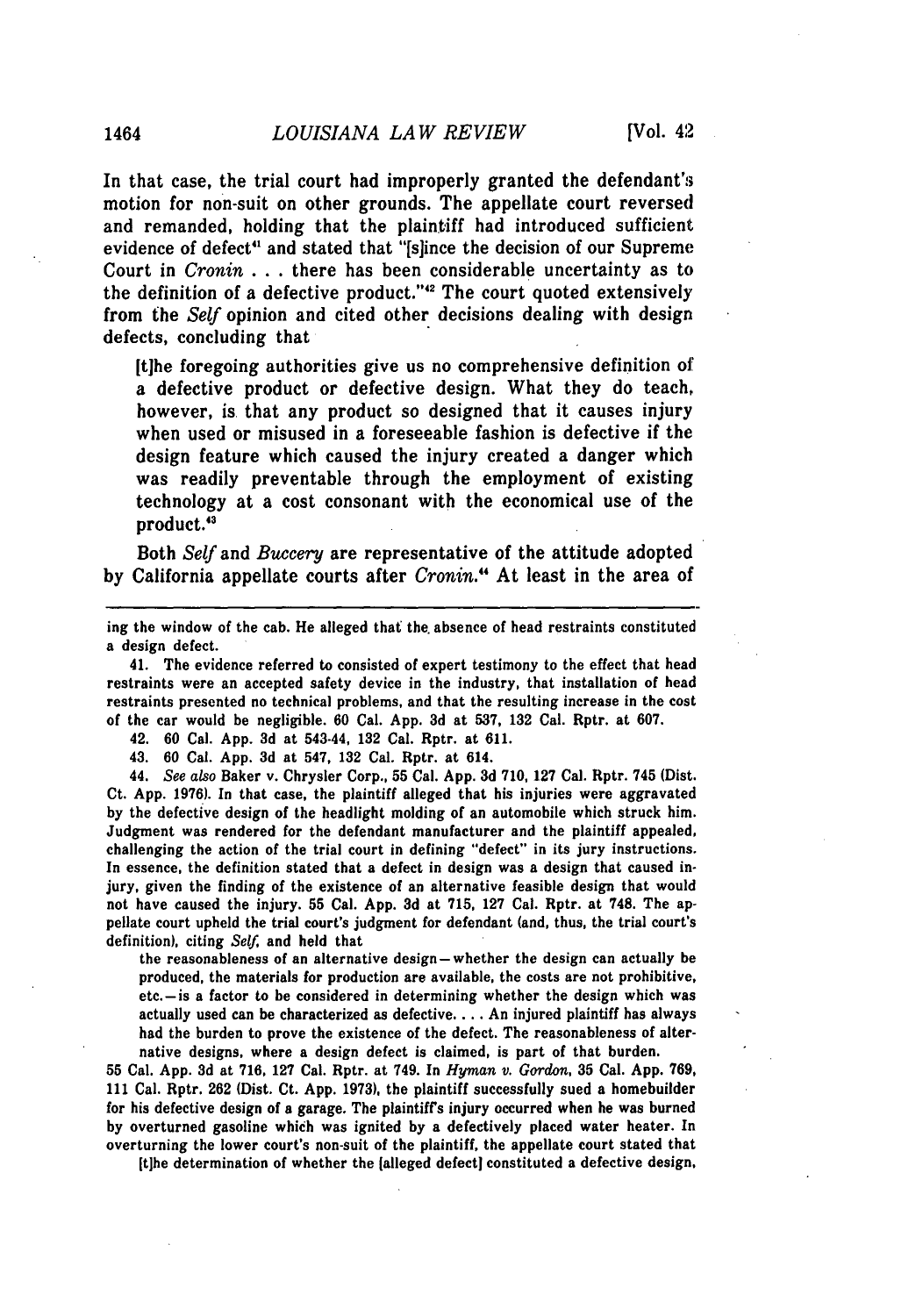In that case, the trial court had improperly granted the defendant's motion for non-suit on other grounds. The appellate court reversed and remanded, holding that the plaintiff had introduced sufficient evidence of defect[41] and stated that "[s]ince the decision of our Supreme Court in *Cronin* . . . there has been considerable uncertainty as to the definition of a defective product."[42] The court quoted extensively from the *Self* opinion and cited other decisions dealing with design defects, concluding that

> [t]he foregoing authorities give us no comprehensive definition of a defective product or defective design. What they do teach, however, is that any product so designed that it causes injury when used or misused in a foreseeable fashion is defective if the design feature which caused the injury created a danger which was readily preventable through the employment of existing technology at a cost consonant with the economical use of the product.[43]

Both *Self* and *Buccery* are representative of the attitude adopted by California appellate courts after *Cronin*.[44] At least in the area of

---

ing the window of the cab. He alleged that the absence of head restraints constituted a design defect.

41. The evidence referred to consisted of expert testimony to the effect that head restraints were an accepted safety device in the industry, that installation of head restraints presented no technical problems, and that the resulting increase in the cost of the car would be negligible. 60 Cal. App. 3d at 537, 132 Cal. Rptr. at 607.

42. 60 Cal. App. 3d at 543-44, 132 Cal. Rptr. at 611.

43. 60 Cal. App. 3d at 547, 132 Cal. Rptr. at 614.

44. *See also* Baker v. Chrysler Corp., 55 Cal. App. 3d 710, 127 Cal. Rptr. 745 (Dist. Ct. App. 1976). In that case, the plaintiff alleged that his injuries were aggravated by the defective design of the headlight molding of an automobile which struck him. Judgment was rendered for the defendant manufacturer and the plaintiff appealed, challenging the action of the trial court in defining "defect" in its jury instructions. In essence, the definition stated that a defect in design was a design that caused injury, given the finding of the existence of an alternative feasible design that would not have caused the injury. 55 Cal. App. 3d at 715, 127 Cal. Rptr. at 748. The appellate court upheld the trial court's judgment for defendant (and, thus, the trial court's definition), citing *Self*, and held that

> the reasonableness of an alternative design—whether the design can actually be produced, the materials for production are available, the costs are not prohibitive, etc.—is a factor to be considered in determining whether the design which was actually used can be characterized as defective. . . . An injured plaintiff has always had the burden to prove the existence of the defect. The reasonableness of alternative designs, where a design defect is claimed, is part of that burden.

55 Cal. App. 3d at 716, 127 Cal. Rptr. at 749. In *Hyman v. Gordon*, 35 Cal. App. 769, 111 Cal. Rptr. 262 (Dist. Ct. App. 1973), the plaintiff successfully sued a homebuilder for his defective design of a garage. The plaintiff's injury occurred when he was burned by overturned gasoline which was ignited by a defectively placed water heater. In overturning the lower court's non-suit of the plaintiff, the appellate court stated that

> [t]he determination of whether the [alleged defect] constituted a defective design,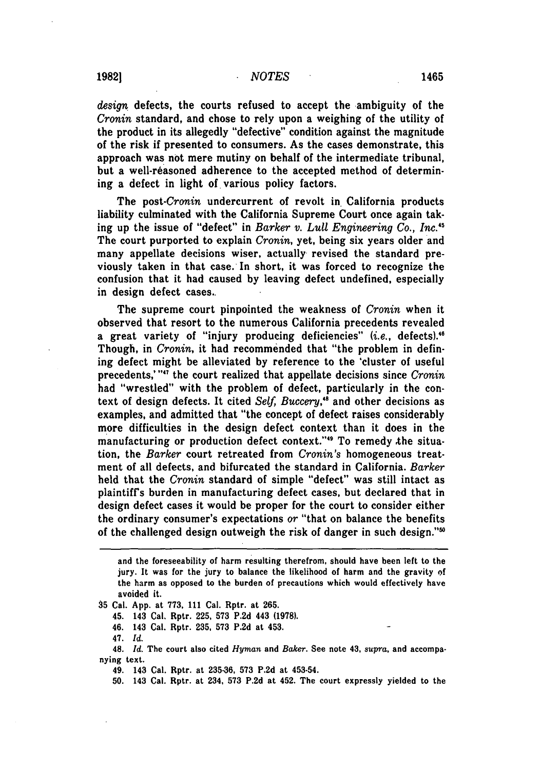*design* defects, the courts refused to accept the ambiguity of the *Cronin* standard, and chose to rely upon a weighing of the utility of the product in its allegedly "defective" condition against the magnitude of the risk if presented to consumers. As the cases demonstrate, this approach was not mere mutiny on behalf of the intermediate tribunal, but a well-reasoned adherence to the accepted method of determining a defect in light of various policy factors.

The post-*Cronin* undercurrent of revolt in California products liability culminated with the California Supreme Court once again taking up the issue of "defect" in *Barker v. Lull Engineering Co., Inc.*[45] The court purported to explain *Cronin*, yet, being six years older and many appellate decisions wiser, actually revised the standard previously taken in that case. In short, it was forced to recognize the confusion that it had caused by leaving defect undefined, especially in design defect cases.

The supreme court pinpointed the weakness of *Cronin* when it observed that resort to the numerous California precedents revealed a great variety of "injury producing deficiencies" (*i.e.*, defects).[46] Though, in *Cronin*, it had recommended that "the problem in defining defect might be alleviated by reference to the 'cluster of useful precedents,'"[47] the court realized that appellate decisions since *Cronin* had "wrestled" with the problem of defect, particularly in the context of design defects. It cited *Self, Buccery*,[48] and other decisions as examples, and admitted that "the concept of defect raises considerably more difficulties in the design defect context than it does in the manufacturing or production defect context."[49] To remedy the situation, the *Barker* court retreated from *Cronin's* homogeneous treatment of all defects, and bifurcated the standard in California. *Barker* held that the *Cronin* standard of simple "defect" was still intact as plaintiff's burden in manufacturing defect cases, but declared that in design defect cases it would be proper for the court to consider either the ordinary consumer's expectations *or* "that on balance the benefits of the challenged design outweigh the risk of danger in such design."[50]

---

and the foreseeability of harm resulting therefrom, should have been left to the jury. It was for the jury to balance the likelihood of harm and the gravity of the harm as opposed to the burden of precautions which would effectively have avoided it.

35 Cal. App. at 773, 111 Cal. Rptr. at 265.

45. 143 Cal. Rptr. 225, 573 P.2d 443 (1978).

46. 143 Cal. Rptr. 235, 573 P.2d at 453.

47. *Id.*

48. *Id.* The court also cited *Hyman* and *Baker*. See note 43, *supra*, and accompanying text.

49. 143 Cal. Rptr. at 235-36, 573 P.2d at 453-54.

50. 143 Cal. Rptr. at 234, 573 P.2d at 452. The court expressly yielded to the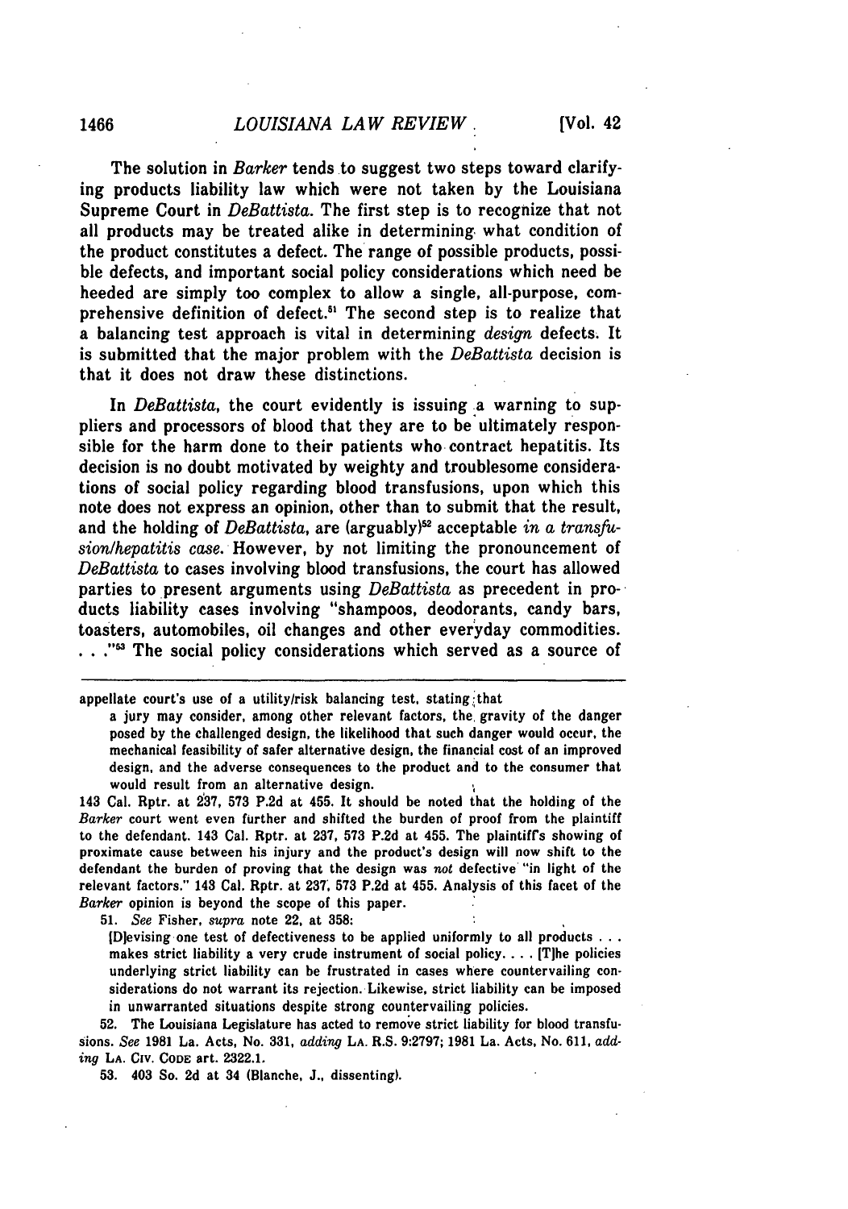The solution in *Barker* tends to suggest two steps toward clarifying products liability law which were not taken by the Louisiana Supreme Court in *DeBattista*. The first step is to recognize that not all products may be treated alike in determining what condition of the product constitutes a defect. The range of possible products, possible defects, and important social policy considerations which need be heeded are simply too complex to allow a single, all-purpose, comprehensive definition of defect.[51] The second step is to realize that a balancing test approach is vital in determining *design* defects. It is submitted that the major problem with the *DeBattista* decision is that it does not draw these distinctions.

In *DeBattista*, the court evidently is issuing a warning to suppliers and processors of blood that they are to be ultimately responsible for the harm done to their patients who contract hepatitis. Its decision is no doubt motivated by weighty and troublesome considerations of social policy regarding blood transfusions, upon which this note does not express an opinion, other than to submit that the result, and the holding of *DeBattista*, are (arguably)[52] acceptable *in a transfusion/hepatitis case*. However, by not limiting the pronouncement of *DeBattista* to cases involving blood transfusions, the court has allowed parties to present arguments using *DeBattista* as precedent in products liability cases involving "shampoos, deodorants, candy bars, toasters, automobiles, oil changes and other everyday commodities. . . ."[53] The social policy considerations which served as a source of

---

appellate court's use of a utility/risk balancing test, stating that

> a jury may consider, among other relevant factors, the gravity of the danger posed by the challenged design, the likelihood that such danger would occur, the mechanical feasibility of safer alternative design, the financial cost of an improved design, and the adverse consequences to the product and to the consumer that would result from an alternative design.

143 Cal. Rptr. at 237, 573 P.2d at 455. It should be noted that the holding of the *Barker* court went even further and shifted the burden of proof from the plaintiff to the defendant. 143 Cal. Rptr. at 237, 573 P.2d at 455. The plaintiff's showing of proximate cause between his injury and the product's design will now shift to the defendant the burden of proving that the design was *not* defective "in light of the relevant factors." 143 Cal. Rptr. at 237, 573 P.2d at 455. Analysis of this facet of the *Barker* opinion is beyond the scope of this paper.

51. *See* Fisher, *supra* note 22, at 358:

> [D]evising one test of defectiveness to be applied uniformly to all products . . . makes strict liability a very crude instrument of social policy. . . . [T]he policies underlying strict liability can be frustrated in cases where countervailing considerations do not warrant its rejection. Likewise, strict liability can be imposed in unwarranted situations despite strong countervailing policies.

52. The Louisiana Legislature has acted to remove strict liability for blood transfusions. *See* 1981 La. Acts, No. 331, *adding* LA. R.S. 9:2797; 1981 La. Acts, No. 611, *adding* LA. CIV. CODE art. 2322.1.

53. 403 So. 2d at 34 (Blanche, J., dissenting).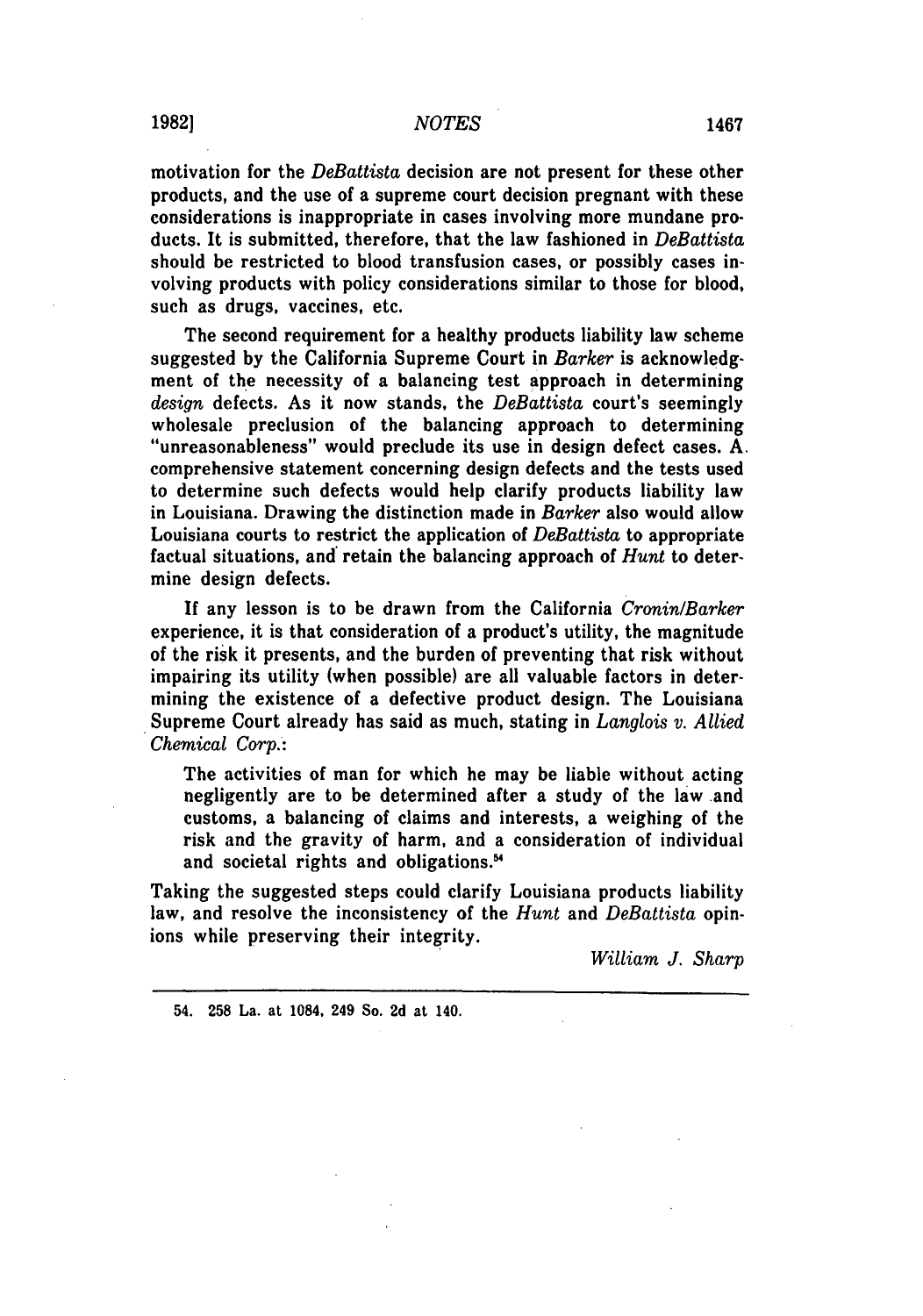motivation for the *DeBattista* decision are not present for these other products, and the use of a supreme court decision pregnant with these considerations is inappropriate in cases involving more mundane products. It is submitted, therefore, that the law fashioned in *DeBattista* should be restricted to blood transfusion cases, or possibly cases involving products with policy considerations similar to those for blood, such as drugs, vaccines, etc.

The second requirement for a healthy products liability law scheme suggested by the California Supreme Court in *Barker* is acknowledgment of the necessity of a balancing test approach in determining *design* defects. As it now stands, the *DeBattista* court's seemingly wholesale preclusion of the balancing approach to determining "unreasonableness" would preclude its use in design defect cases. A comprehensive statement concerning design defects and the tests used to determine such defects would help clarify products liability law in Louisiana. Drawing the distinction made in *Barker* also would allow Louisiana courts to restrict the application of *DeBattista* to appropriate factual situations, and retain the balancing approach of *Hunt* to determine design defects.

If any lesson is to be drawn from the California *Cronin/Barker* experience, it is that consideration of a product's utility, the magnitude of the risk it presents, and the burden of preventing that risk without impairing its utility (when possible) are all valuable factors in determining the existence of a defective product design. The Louisiana Supreme Court already has said as much, stating in *Langlois v. Allied Chemical Corp.*:

> The activities of man for which he may be liable without acting negligently are to be determined after a study of the law and customs, a balancing of claims and interests, a weighing of the risk and the gravity of harm, and a consideration of individual and societal rights and obligations.[54]

Taking the suggested steps could clarify Louisiana products liability law, and resolve the inconsistency of the *Hunt* and *DeBattista* opinions while preserving their integrity.

*William J. Sharp*

---

54. 258 La. at 1084, 249 So. 2d at 140.